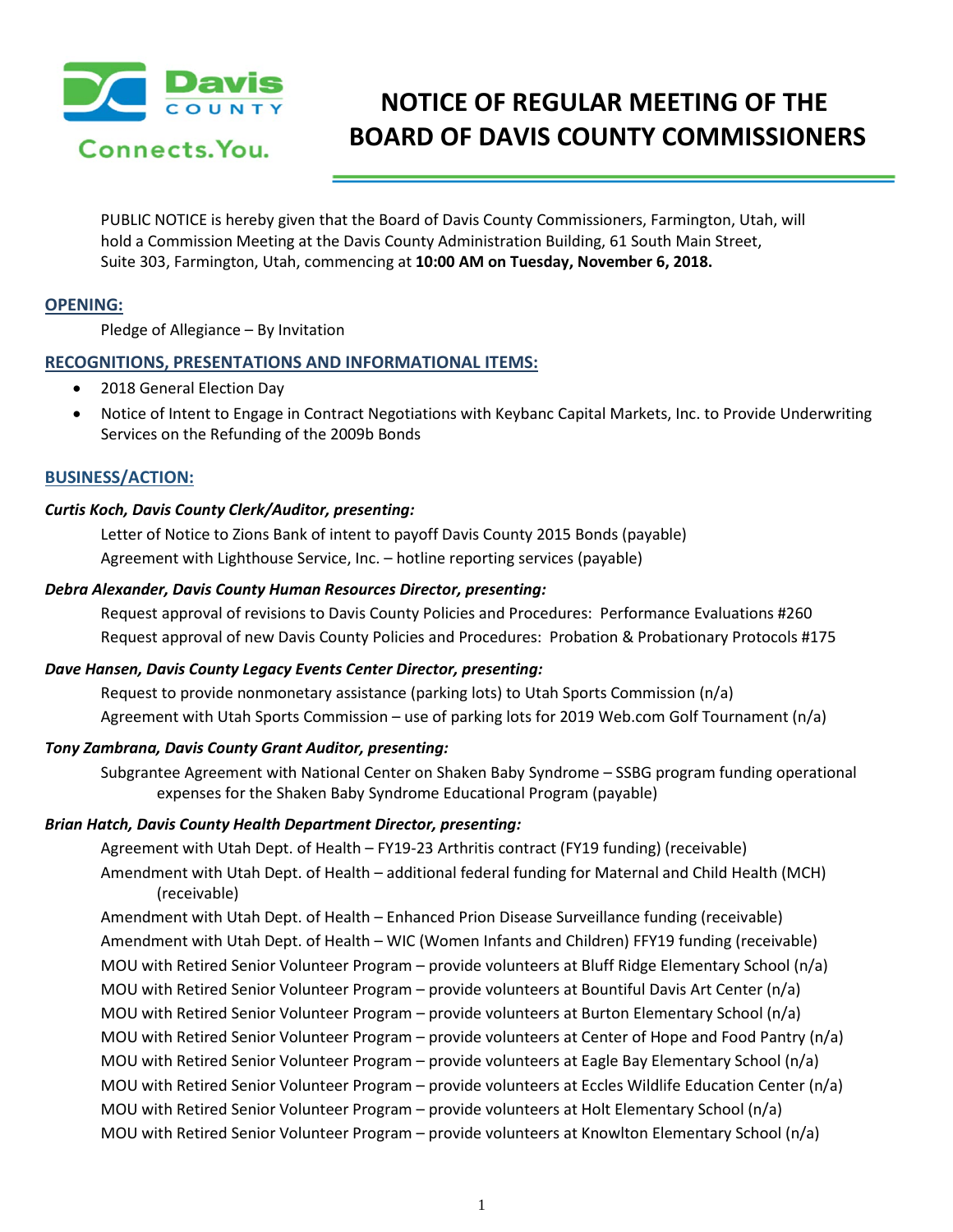# NOTICE OF REGULAR MEETING OF THE BOARD OF DAVIS COUNTY COMMISSIONERS

PUBLIC NOTICE is hereby given that the Board of Davis County Commissioners, Farmington, Utah, will hold a Commission Meeting at the Davis County Administration Building, 61 South Main Street, Suite 303, Farmington, Utah, commencing at **10:00 AM on Tuesday, November 6, 2018.**

## OPENING:

Pledge of Allegiance – By Invitation

## RECOGNITIONS, PRESENTATIONS AND INFORMATIONAL ITEMS:

- 2018 General Election Day
- Notice of Intent to Engage in Contract Negotiations with Keybanc Capital Markets, Inc. to Provide Underwriting Services on the Refunding of the 2009b Bonds

## BUSINESS/ACTION:

***Curtis Koch, Davis County Clerk/Auditor, presenting:***

Letter of Notice to Zions Bank of intent to payoff Davis County 2015 Bonds (payable)
Agreement with Lighthouse Service, Inc. – hotline reporting services (payable)

***Debra Alexander, Davis County Human Resources Director, presenting:***

Request approval of revisions to Davis County Policies and Procedures: Performance Evaluations #260
Request approval of new Davis County Policies and Procedures: Probation & Probationary Protocols #175

***Dave Hansen, Davis County Legacy Events Center Director, presenting:***

Request to provide nonmonetary assistance (parking lots) to Utah Sports Commission (n/a)
Agreement with Utah Sports Commission – use of parking lots for 2019 Web.com Golf Tournament (n/a)

***Tony Zambrana, Davis County Grant Auditor, presenting:***

Subgrantee Agreement with National Center on Shaken Baby Syndrome – SSBG program funding operational expenses for the Shaken Baby Syndrome Educational Program (payable)

***Brian Hatch, Davis County Health Department Director, presenting:***

Agreement with Utah Dept. of Health – FY19-23 Arthritis contract (FY19 funding) (receivable)
Amendment with Utah Dept. of Health – additional federal funding for Maternal and Child Health (MCH) (receivable)
Amendment with Utah Dept. of Health – Enhanced Prion Disease Surveillance funding (receivable)
Amendment with Utah Dept. of Health – WIC (Women Infants and Children) FFY19 funding (receivable)
MOU with Retired Senior Volunteer Program – provide volunteers at Bluff Ridge Elementary School (n/a)
MOU with Retired Senior Volunteer Program – provide volunteers at Bountiful Davis Art Center (n/a)
MOU with Retired Senior Volunteer Program – provide volunteers at Burton Elementary School (n/a)
MOU with Retired Senior Volunteer Program – provide volunteers at Center of Hope and Food Pantry (n/a)
MOU with Retired Senior Volunteer Program – provide volunteers at Eagle Bay Elementary School (n/a)
MOU with Retired Senior Volunteer Program – provide volunteers at Eccles Wildlife Education Center (n/a)
MOU with Retired Senior Volunteer Program – provide volunteers at Holt Elementary School (n/a)
MOU with Retired Senior Volunteer Program – provide volunteers at Knowlton Elementary School (n/a)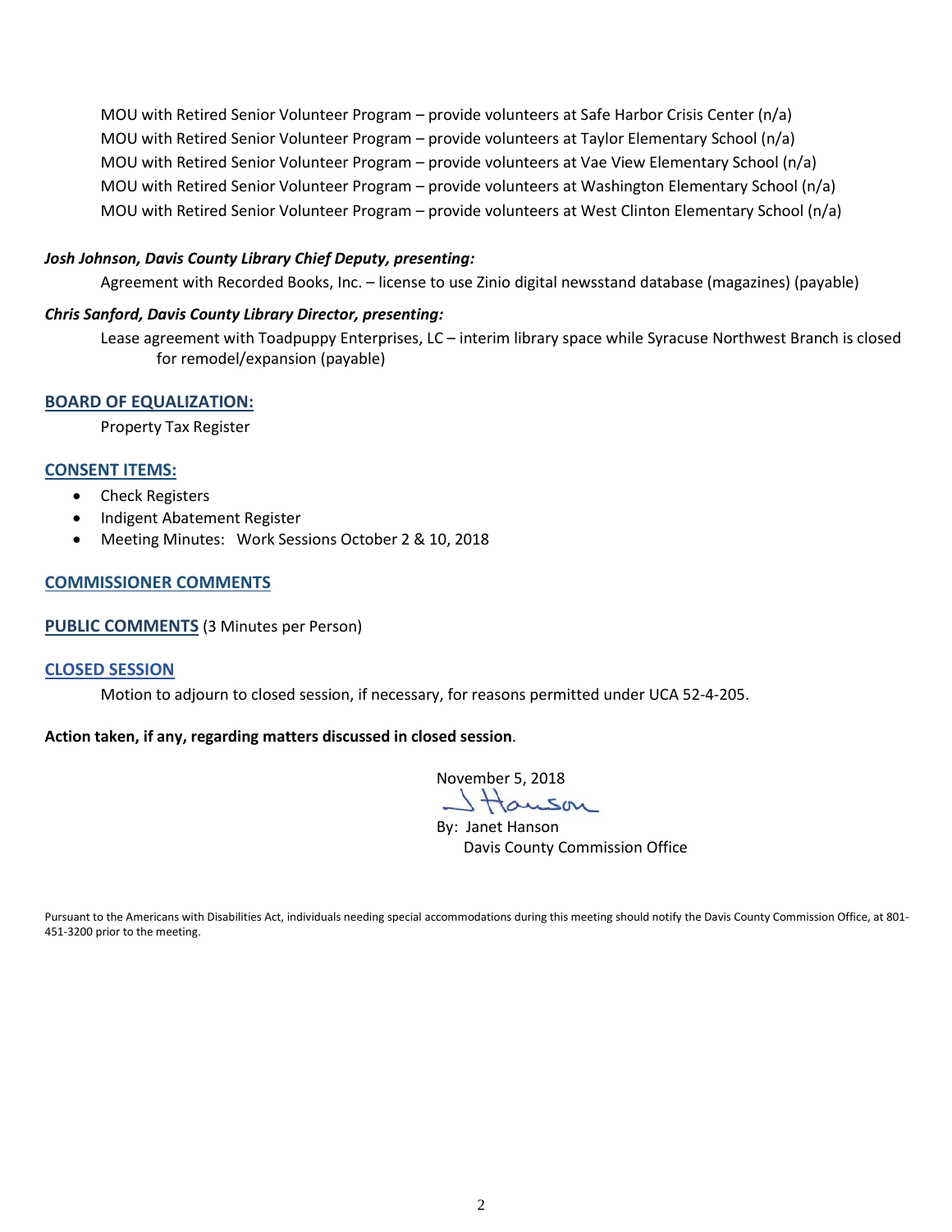MOU with Retired Senior Volunteer Program – provide volunteers at Safe Harbor Crisis Center (n/a)

MOU with Retired Senior Volunteer Program – provide volunteers at Taylor Elementary School (n/a)

MOU with Retired Senior Volunteer Program – provide volunteers at Vae View Elementary School (n/a)

MOU with Retired Senior Volunteer Program – provide volunteers at Washington Elementary School (n/a)

MOU with Retired Senior Volunteer Program – provide volunteers at West Clinton Elementary School (n/a)

***Josh Johnson, Davis County Library Chief Deputy, presenting:***

Agreement with Recorded Books, Inc. – license to use Zinio digital newsstand database (magazines) (payable)

***Chris Sanford, Davis County Library Director, presenting:***

Lease agreement with Toadpuppy Enterprises, LC – interim library space while Syracuse Northwest Branch is closed for remodel/expansion (payable)

## BOARD OF EQUALIZATION:

Property Tax Register

## CONSENT ITEMS:

- Check Registers
- Indigent Abatement Register
- Meeting Minutes: Work Sessions October 2 & 10, 2018

## COMMISSIONER COMMENTS

## PUBLIC COMMENTS (3 Minutes per Person)

## CLOSED SESSION

Motion to adjourn to closed session, if necessary, for reasons permitted under UCA 52-4-205.

**Action taken, if any, regarding matters discussed in closed session**.

November 5, 2018

J Hanson

By: Janet Hanson
Davis County Commission Office

Pursuant to the Americans with Disabilities Act, individuals needing special accommodations during this meeting should notify the Davis County Commission Office, at 801-451-3200 prior to the meeting.